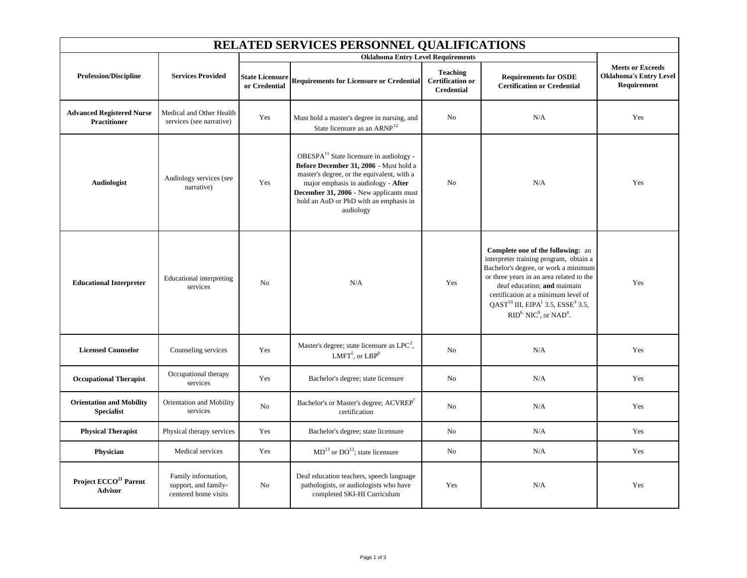# RELATED SERVICES PERSONNEL QUALIFICATIONS

| Profession/Discipline | Services Provided | Oklahoma Entry Level Requirements | | | | Meets or Exceeds Oklahoma's Entry Level Requirement |
|---|---|---|---|---|---|---|
| | | State Licensure or Credential | Requirements for Licensure or Credential | Teaching Certification or Credential | Requirements for OSDE Certification or Credential | |
| **Advanced Registered Nurse Practitioner** | Medical and Other Health services (see narrative) | Yes | Must hold a master's degree in nursing, and State licensure as an ARNP[12] | No | N/A | Yes |
| **Audiologist** | Audiology services (see narrative) | Yes | OBESPA[11] State licensure in audiology - **Before December 31, 2006** - Must hold a master's degree, or the equivalent, with a major emphasis in audiology - **After December 31, 2006** - New applicants must hold an AuD or PhD with an emphasis in audiology | No | N/A | Yes |
| **Educational Interpreter** | Educational interpreting services | No | N/A | Yes | **Complete one of the following:** an interpreter training program, obtain a Bachelor's degree, or work a minimum or three years in an area related to the deaf education; **and** maintain certification at a minimum level of QAST[10] III, EIPA[1] 3.5, ESSE[3] 3.5, RID[6], NIC[9], or NAD[4]. | Yes |
| **Licensed Counselor** | Counseling services | Yes | Master's degree; state licensure as LPC[2], LMFT[5], or LBP[8] | No | N/A | Yes |
| **Occupational Therapist** | Occupational therapy services | Yes | Bachelor's degree; state licensure | No | N/A | Yes |
| **Orientation and Mobility Specialist** | Orientation and Mobility services | No | Bachelor's or Master's degree; ACVREP[7] certification | No | N/A | Yes |
| **Physical Therapist** | Physical therapy services | Yes | Bachelor's degree; state licensure | No | N/A | Yes |
| **Physician** | Medical services | Yes | MD[13] or DO[13]; state licensure | No | N/A | Yes |
| **Project ECCO[21] Parent Advisor** | Family information, support, and family-centered home visits | No | Deaf education teachers, speech language pathologists, or audiologists who have completed SKI-HI Curriculum | Yes | N/A | Yes |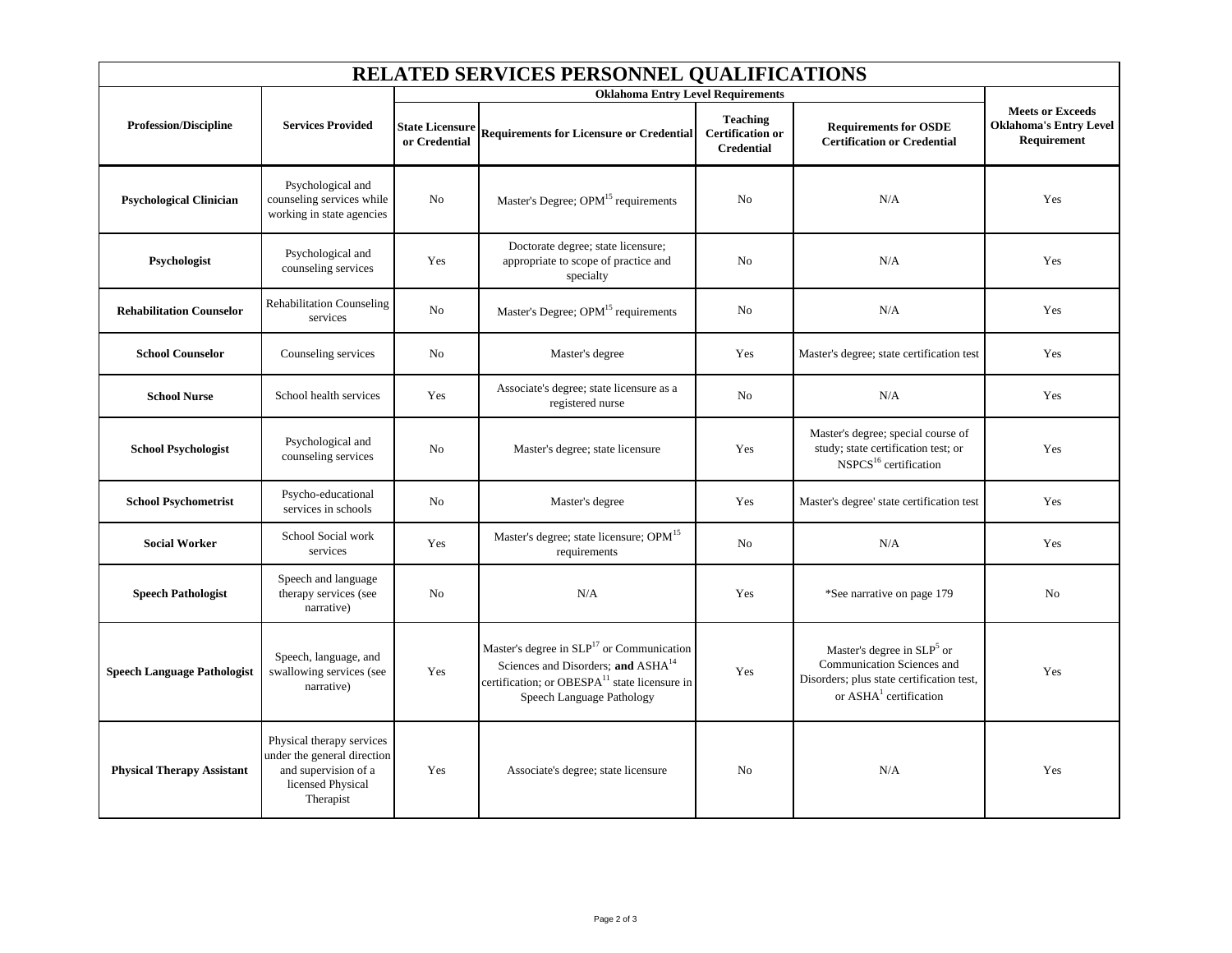# RELATED SERVICES PERSONNEL QUALIFICATIONS

| Profession/Discipline | Services Provided | Oklahoma Entry Level Requirements | | | | Meets or Exceeds Oklahoma's Entry Level Requirement |
|---|---|---|---|---|---|---|
| | | State Licensure or Credential | Requirements for Licensure or Credential | Teaching Certification or Credential | Requirements for OSDE Certification or Credential | |
| **Psychological Clinician** | Psychological and counseling services while working in state agencies | No | Master's Degree; OPM[15] requirements | No | N/A | Yes |
| **Psychologist** | Psychological and counseling services | Yes | Doctorate degree; state licensure; appropriate to scope of practice and specialty | No | N/A | Yes |
| **Rehabilitation Counselor** | Rehabilitation Counseling services | No | Master's Degree; OPM[15] requirements | No | N/A | Yes |
| **School Counselor** | Counseling services | No | Master's degree | Yes | Master's degree; state certification test | Yes |
| **School Nurse** | School health services | Yes | Associate's degree; state licensure as a registered nurse | No | N/A | Yes |
| **School Psychologist** | Psychological and counseling services | No | Master's degree; state licensure | Yes | Master's degree; special course of study; state certification test; or NSPCS[16] certification | Yes |
| **School Psychometrist** | Psycho-educational services in schools | No | Master's degree | Yes | Master's degree' state certification test | Yes |
| **Social Worker** | School Social work services | Yes | Master's degree; state licensure; OPM[15] requirements | No | N/A | Yes |
| **Speech Pathologist** | Speech and language therapy services (see narrative) | No | N/A | Yes | *See narrative on page 179 | No |
| **Speech Language Pathologist** | Speech, language, and swallowing services (see narrative) | Yes | Master's degree in SLP[17] or Communication Sciences and Disorders; **and** ASHA[14] certification; or OBESPA[11] state licensure in Speech Language Pathology | Yes | Master's degree in SLP[5] or Communication Sciences and Disorders; plus state certification test, or ASHA[1] certification | Yes |
| **Physical Therapy Assistant** | Physical therapy services under the general direction and supervision of a licensed Physical Therapist | Yes | Associate's degree; state licensure | No | N/A | Yes |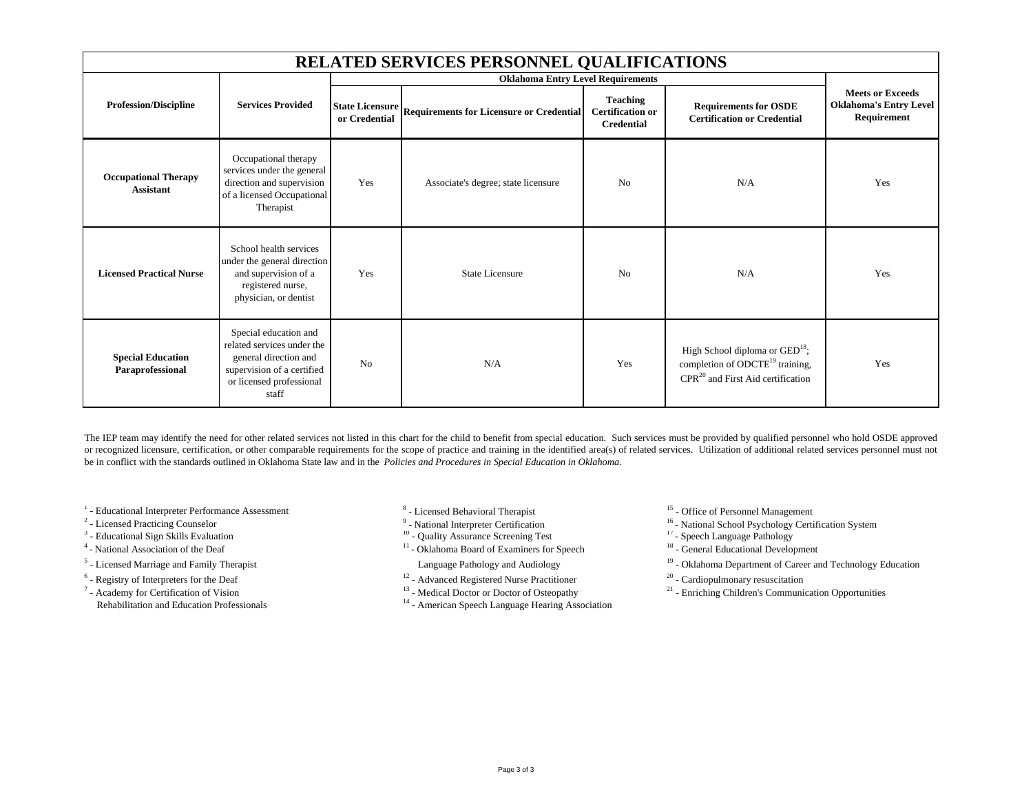# RELATED SERVICES PERSONNEL QUALIFICATIONS

| Profession/Discipline | Services Provided | Oklahoma Entry Level Requirements | | | | Meets or Exceeds Oklahoma's Entry Level Requirement |
|---|---|---|---|---|---|---|
| | | State Licensure or Credential | Requirements for Licensure or Credential | Teaching Certification or Credential | Requirements for OSDE Certification or Credential | |
| **Occupational Therapy Assistant** | Occupational therapy services under the general direction and supervision of a licensed Occupational Therapist | Yes | Associate's degree; state licensure | No | N/A | Yes |
| **Licensed Practical Nurse** | School health services under the general direction and supervision of a registered nurse, physician, or dentist | Yes | State Licensure | No | N/A | Yes |
| **Special Education Paraprofessional** | Special education and related services under the general direction and supervision of a certified or licensed professional staff | No | N/A | Yes | High School diploma or GED[18]; completion of ODCTE[19] training, CPR[20] and First Aid certification | Yes |

The IEP team may identify the need for other related services not listed in this chart for the child to benefit from special education. Such services must be provided by qualified personnel who hold OSDE approved or recognized licensure, certification, or other comparable requirements for the scope of practice and training in the identified area(s) of related services. Utilization of additional related services personnel must not be in conflict with the standards outlined in Oklahoma State law and in the *Policies and Procedures in Special Education in Oklahoma.*

[1] - Educational Interpreter Performance Assessment
[2] - Licensed Practicing Counselor
[3] - Educational Sign Skills Evaluation
[4] - National Association of the Deaf
[5] - Licensed Marriage and Family Therapist
[6] - Registry of Interpreters for the Deaf
[7] - Academy for Certification of Vision Rehabilitation and Education Professionals
[8] - Licensed Behavioral Therapist
[9] - National Interpreter Certification
[10] - Quality Assurance Screening Test
[11] - Oklahoma Board of Examiners for Speech Language Pathology and Audiology
[12] - Advanced Registered Nurse Practitioner
[13] - Medical Doctor or Doctor of Osteopathy
[14] - American Speech Language Hearing Association
[15] - Office of Personnel Management
[16] - National School Psychology Certification System
[17] - Speech Language Pathology
[18] - General Educational Development
[19] - Oklahoma Department of Career and Technology Education
[20] - Cardiopulmonary resuscitation
[21] - Enriching Children's Communication Opportunities